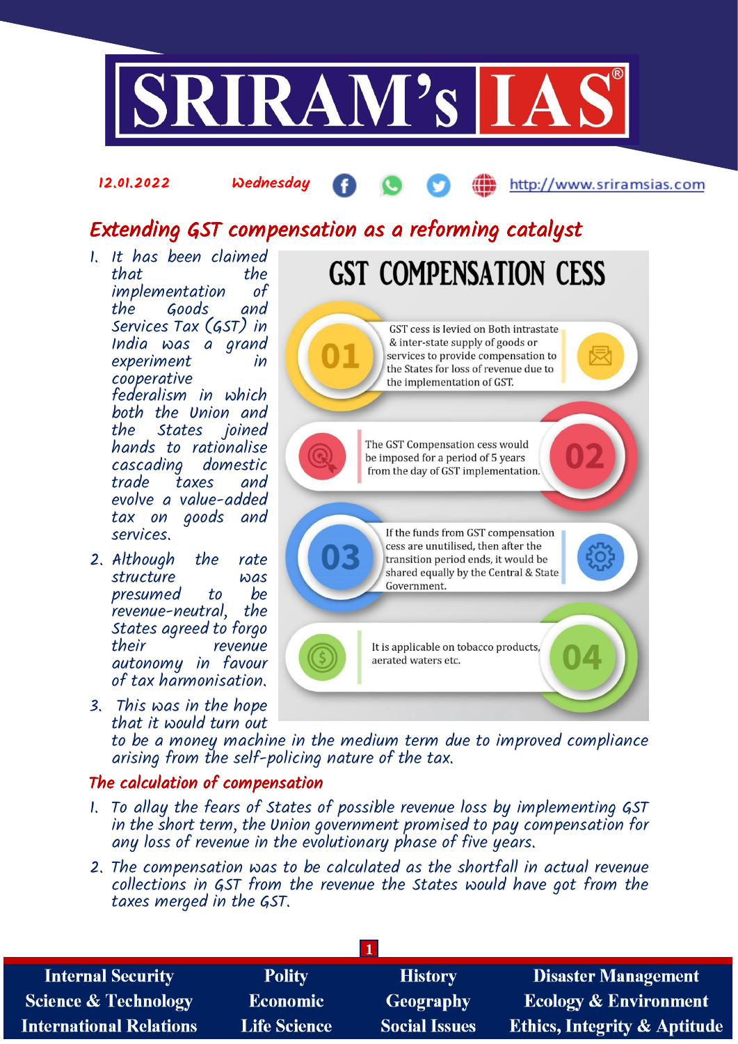12.01.2022 Wednesday http://www.sriramsias.com

# Extending GST compensation as a reforming catalyst

## GST COMPENSATION CESS

**01** GST cess is levied on Both intrastate & inter-state supply of goods or services to provide compensation to the States for loss of revenue due to the implementation of GST.

**02** The GST Compensation cess would be imposed for a period of 5 years from the day of GST implementation.

**03** If the funds from GST compensation cess are unutilised, then after the transition period ends, it would be shared equally by the Central & State Government.

**04** It is applicable on tobacco products, aerated waters etc.

1. It has been claimed that the implementation of the Goods and Services Tax (GST) in India was a grand experiment in cooperative federalism in which both the Union and the States joined hands to rationalise cascading domestic trade taxes and evolve a value-added tax on goods and services.
2. Although the rate structure was presumed to be revenue-neutral, the States agreed to forgo their revenue autonomy in favour of tax harmonisation.
3. This was in the hope that it would turn out to be a money machine in the medium term due to improved compliance arising from the self-policing nature of the tax.

## The calculation of compensation

1. To allay the fears of States of possible revenue loss by implementing GST in the short term, the Union government promised to pay compensation for any loss of revenue in the evolutionary phase of five years.
2. The compensation was to be calculated as the shortfall in actual revenue collections in GST from the revenue the States would have got from the taxes merged in the GST.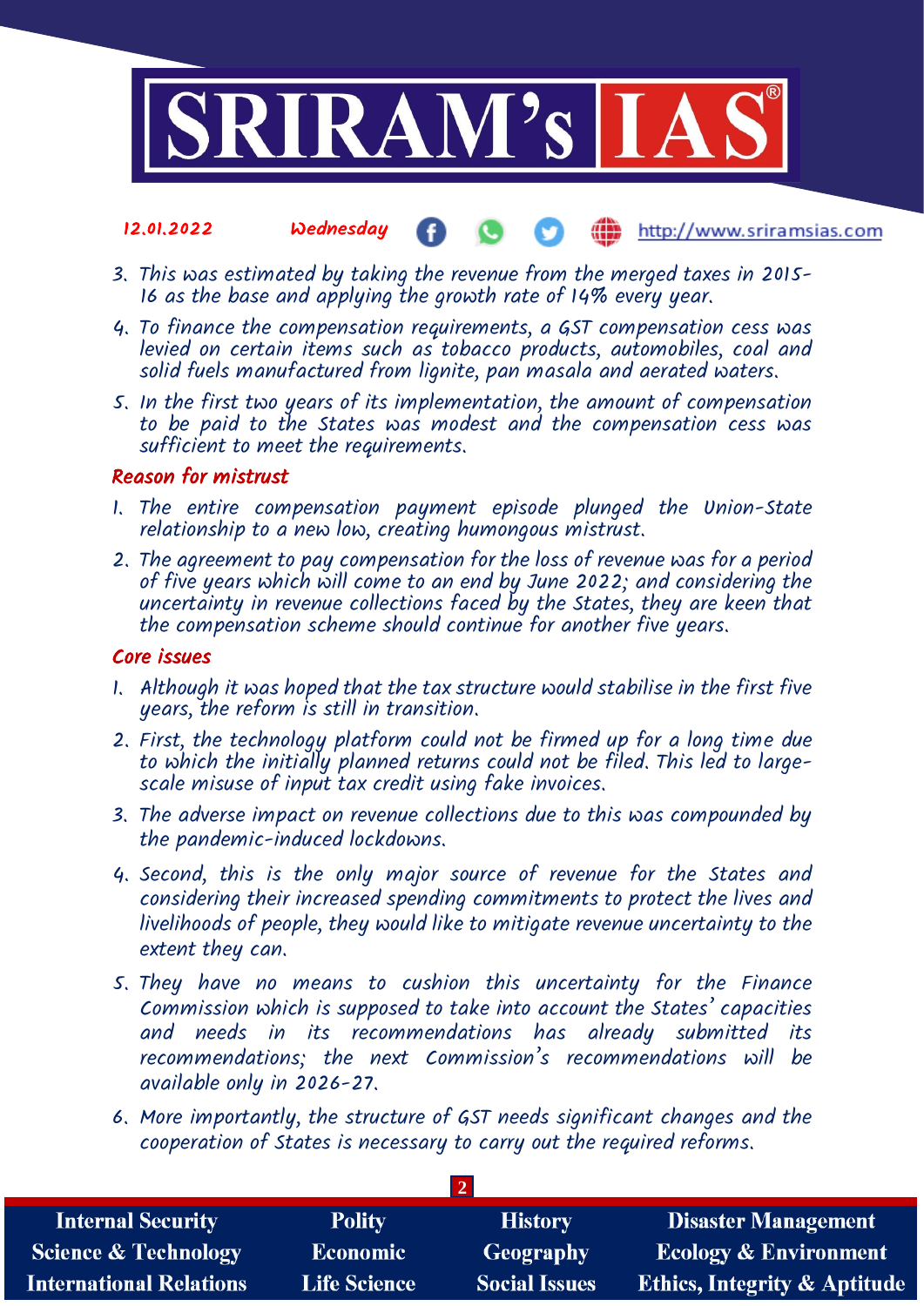3. This was estimated by taking the revenue from the merged taxes in 2015-16 as the base and applying the growth rate of 14% every year.
4. To finance the compensation requirements, a GST compensation cess was levied on certain items such as tobacco products, automobiles, coal and solid fuels manufactured from lignite, pan masala and aerated waters.
5. In the first two years of its implementation, the amount of compensation to be paid to the States was modest and the compensation cess was sufficient to meet the requirements.

### Reason for mistrust

1. The entire compensation payment episode plunged the Union-State relationship to a new low, creating humongous mistrust.
2. The agreement to pay compensation for the loss of revenue was for a period of five years which will come to an end by June 2022; and considering the uncertainty in revenue collections faced by the States, they are keen that the compensation scheme should continue for another five years.

### Core issues

1. Although it was hoped that the tax structure would stabilise in the first five years, the reform is still in transition.
2. First, the technology platform could not be firmed up for a long time due to which the initially planned returns could not be filed. This led to large-scale misuse of input tax credit using fake invoices.
3. The adverse impact on revenue collections due to this was compounded by the pandemic-induced lockdowns.
4. Second, this is the only major source of revenue for the States and considering their increased spending commitments to protect the lives and livelihoods of people, they would like to mitigate revenue uncertainty to the extent they can.
5. They have no means to cushion this uncertainty for the Finance Commission which is supposed to take into account the States' capacities and needs in its recommendations has already submitted its recommendations; the next Commission's recommendations will be available only in 2026-27.
6. More importantly, the structure of GST needs significant changes and the cooperation of States is necessary to carry out the required reforms.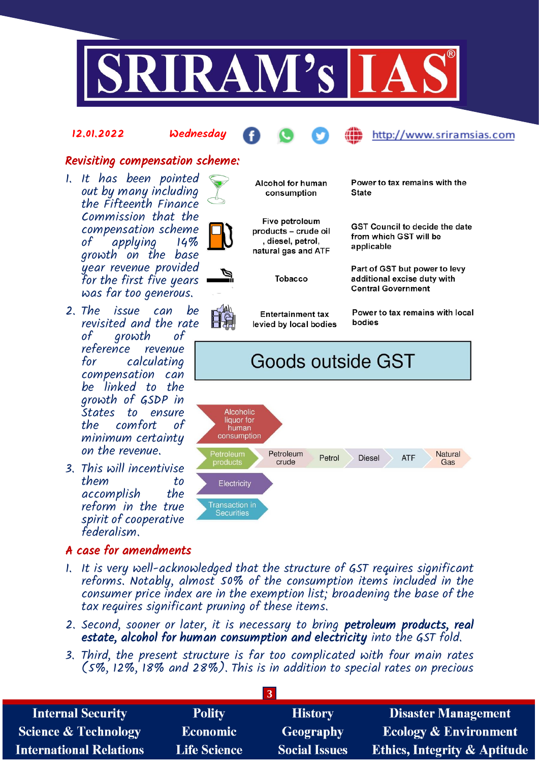## Revisiting compensation scheme:

1. It has been pointed out by many including the Fifteenth Finance Commission that the compensation scheme of applying 14% growth on the base year revenue provided for the first five years was far too generous.
2. The issue can be revisited and the rate of growth of reference revenue for calculating compensation can be linked to the growth of GSDP in States to ensure the comfort of minimum certainty on the revenue.
3. This will incentivise them to accomplish the reform in the true spirit of cooperative federalism.

| Item | Status |
|---|---|
| Alcohol for human consumption | Power to tax remains with the State |
| Five petroleum products – crude oil, diesel, petrol, natural gas and ATF | GST Council to decide the date from which GST will be applicable |
| Tobacco | Part of GST but power to levy additional excise duty with Central Government |
| Entertainment tax levied by local bodies | Power to tax remains with local bodies |

**Goods outside GST**

- Alcoholic liquor for human consumption
- Petroleum products: Petroleum crude, Petrol, Diesel, ATF, Natural Gas
- Electricity
- Transaction in Securities

## A case for amendments

1. It is very well-acknowledged that the structure of GST requires significant reforms. Notably, almost 50% of the consumption items included in the consumer price index are in the exemption list; broadening the base of the tax requires significant pruning of these items.
2. Second, sooner or later, it is necessary to bring **petroleum products, real estate, alcohol for human consumption and electricity** into the GST fold.
3. Third, the present structure is far too complicated with four main rates (5%, 12%, 18% and 28%). This is in addition to special rates on precious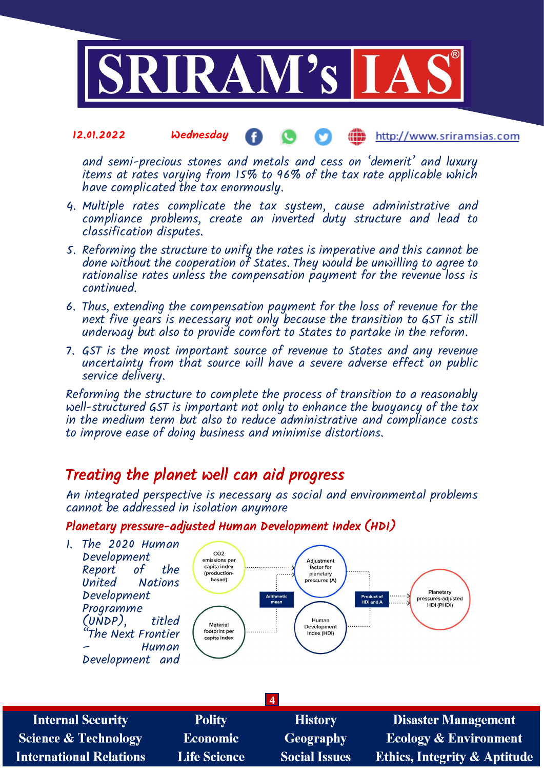and semi-precious stones and metals and cess on 'demerit' and luxury items at rates varying from 15% to 96% of the tax rate applicable which have complicated the tax enormously.

4. Multiple rates complicate the tax system, cause administrative and compliance problems, create an inverted duty structure and lead to classification disputes.
5. Reforming the structure to unify the rates is imperative and this cannot be done without the cooperation of States. They would be unwilling to agree to rationalise rates unless the compensation payment for the revenue loss is continued.
6. Thus, extending the compensation payment for the loss of revenue for the next five years is necessary not only because the transition to GST is still underway but also to provide comfort to States to partake in the reform.
7. GST is the most important source of revenue to States and any revenue uncertainty from that source will have a severe adverse effect on public service delivery.

Reforming the structure to complete the process of transition to a reasonably well-structured GST is important not only to enhance the buoyancy of the tax in the medium term but also to reduce administrative and compliance costs to improve ease of doing business and minimise distortions.

## Treating the planet well can aid progress

*An integrated perspective is necessary as social and environmental problems cannot be addressed in isolation anymore*

### Planetary pressure-adjusted Human Development Index (HDI)

1. The 2020 Human Development Report of the United Nations Development Programme (UNDP), titled "The Next Frontier – Human Development and

CO2 emissions per capita index (production-based) → Arithmetic mean ← Material footprint per capita index → Adjustment factor for planetary pressures (A)

Adjustment factor for planetary pressures (A) + Human Development Index (HDI) → Product of HDI and A → Planetary pressures-adjusted HDI (PHDI)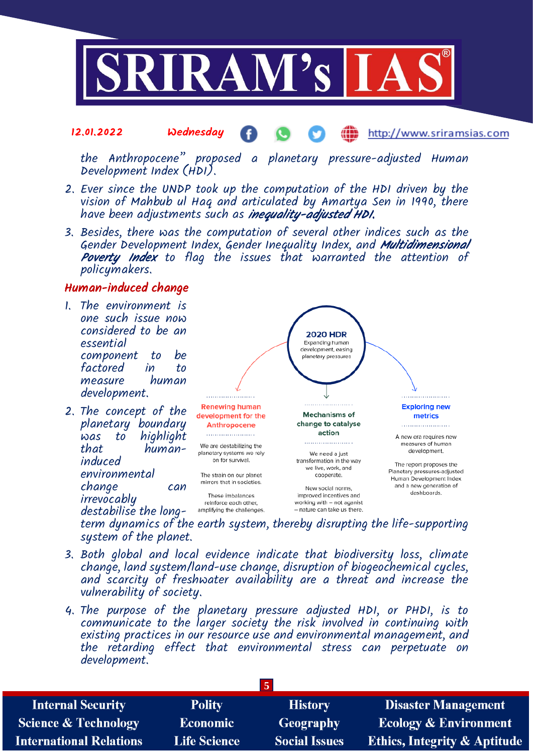the Anthropocene" proposed a planetary pressure-adjusted Human Development Index (HDI).

2. Ever since the UNDP took up the computation of the HDI driven by the vision of Mahbub ul Haq and articulated by Amartya Sen in 1990, there have been adjustments such as ***inequality-adjusted HDI***.
3. Besides, there was the computation of several other indices such as the Gender Development Index, Gender Inequality Index, and ***Multidimensional Poverty Index*** to flag the issues that warranted the attention of policymakers.

## Human-induced change

1. The environment is one such issue now considered to be an essential component to be factored in to measure human development.
2. The concept of the planetary boundary was to highlight that human-induced environmental change can irrevocably destabilise the long-term dynamics of the earth system, thereby disrupting the life-supporting system of the planet.

**2020 HDR**
Expanding human development, easing planetary pressures

**Renewing human development for the Anthropocene**

We are destabilizing the planetary systems we rely on for survival.

The strain on our planet mirrors that in societies.

These imbalances reinforce each other, amplifying the challenges.

**Mechanisms of change to catalyse action**

We need a just transformation in the way we live, work, and cooperate.

New social norms, improved incentives and working with – not aganist – nature can take us there.

**Exploring new metrics**

A new era requires new measures of human development.

The report proposes the Planetary pressures-adjusted Human Development Index and a new generation of dashboards.

3. Both global and local evidence indicate that biodiversity loss, climate change, land system/land-use change, disruption of biogeochemical cycles, and scarcity of freshwater availability are a threat and increase the vulnerability of society.
4. The purpose of the planetary pressure adjusted HDI, or PHDI, is to communicate to the larger society the risk involved in continuing with existing practices in our resource use and environmental management, and the retarding effect that environmental stress can perpetuate on development.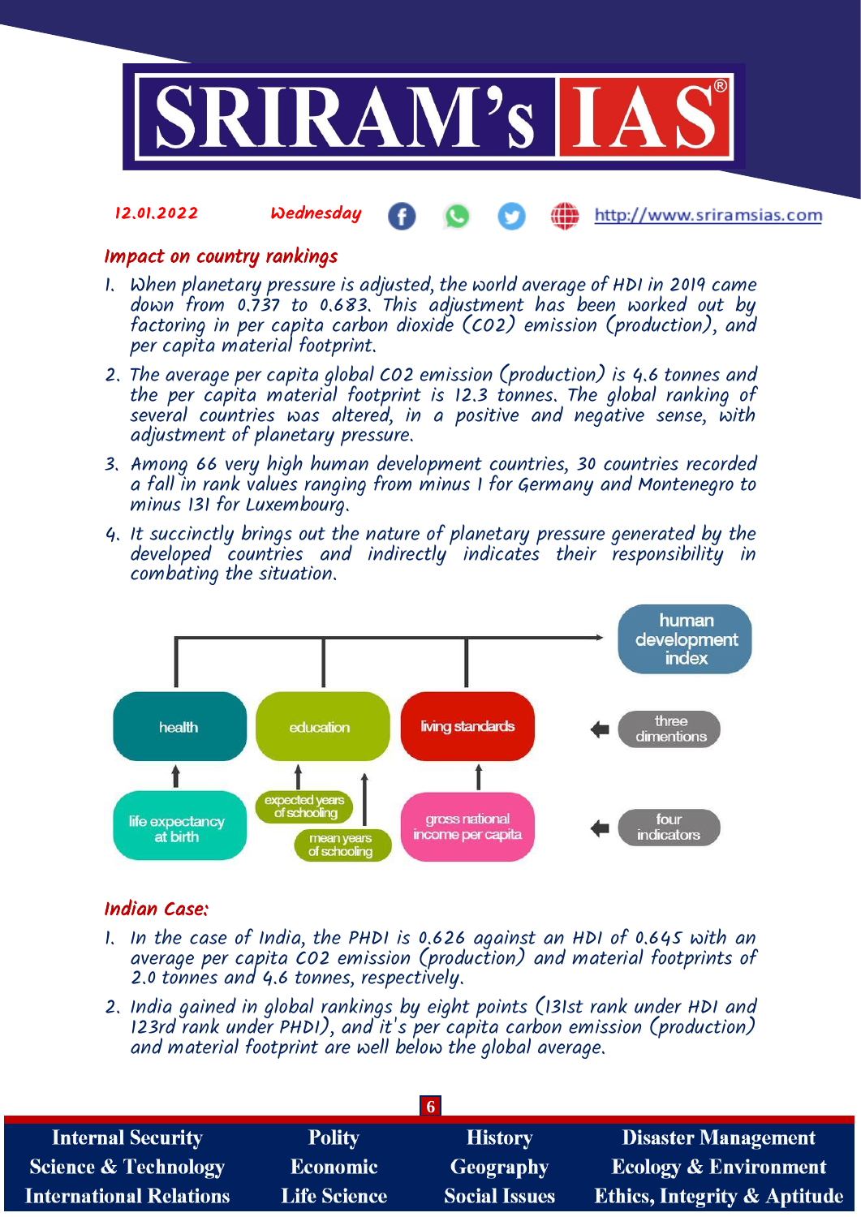## Impact on country rankings

1. When planetary pressure is adjusted, the world average of HDI in 2019 came down from 0.737 to 0.683. This adjustment has been worked out by factoring in per capita carbon dioxide ($CO_2$) emission (production), and per capita material footprint.
2. The average per capita global $CO_2$ emission (production) is 4.6 tonnes and the per capita material footprint is 12.3 tonnes. The global ranking of several countries was altered, in a positive and negative sense, with adjustment of planetary pressure.
3. Among 66 very high human development countries, 30 countries recorded a fall in rank values ranging from minus 1 for Germany and Montenegro to minus 131 for Luxembourg.
4. It succinctly brings out the nature of planetary pressure generated by the developed countries and indirectly indicates their responsibility in combating the situation.

human development index

three dimentions: health | education | living standards

four indicators: life expectancy at birth | expected years of schooling, mean years of schooling | gross national income per capita

## Indian Case:

1. In the case of India, the PHDI is 0.626 against an HDI of 0.645 with an average per capita $CO_2$ emission (production) and material footprints of 2.0 tonnes and 4.6 tonnes, respectively.
2. India gained in global rankings by eight points (131st rank under HDI and 123rd rank under PHDI), and it's per capita carbon emission (production) and material footprint are well below the global average.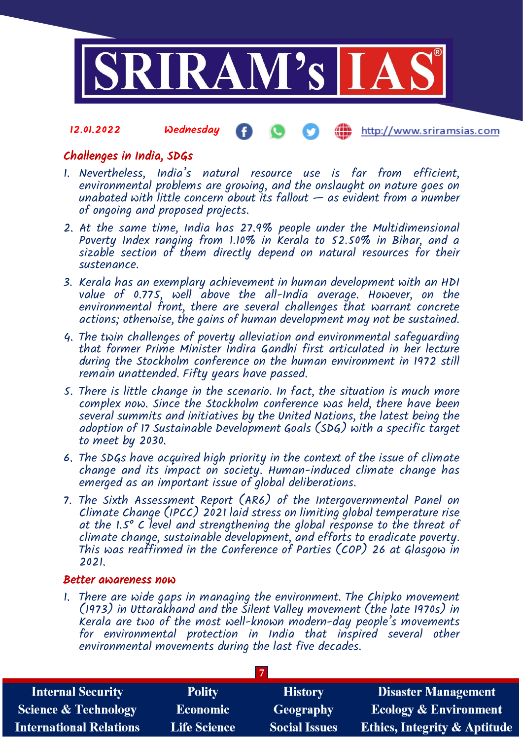## Challenges in India, SDGs

1. Nevertheless, India's natural resource use is far from efficient, environmental problems are growing, and the onslaught on nature goes on unabated with little concern about its fallout — as evident from a number of ongoing and proposed projects.
2. At the same time, India has 27.9% people under the Multidimensional Poverty Index ranging from 1.10% in Kerala to 52.50% in Bihar, and a sizable section of them directly depend on natural resources for their sustenance.
3. Kerala has an exemplary achievement in human development with an HDI value of 0.775, well above the all-India average. However, on the environmental front, there are several challenges that warrant concrete actions; otherwise, the gains of human development may not be sustained.
4. The twin challenges of poverty alleviation and environmental safeguarding that former Prime Minister Indira Gandhi first articulated in her lecture during the Stockholm conference on the human environment in 1972 still remain unattended. Fifty years have passed.
5. There is little change in the scenario. In fact, the situation is much more complex now. Since the Stockholm conference was held, there have been several summits and initiatives by the United Nations, the latest being the adoption of 17 Sustainable Development Goals (SDG) with a specific target to meet by 2030.
6. The SDGs have acquired high priority in the context of the issue of climate change and its impact on society. Human-induced climate change has emerged as an important issue of global deliberations.
7. The Sixth Assessment Report (AR6) of the Intergovernmental Panel on Climate Change (IPCC) 2021 laid stress on limiting global temperature rise at the 1.5° C level and strengthening the global response to the threat of climate change, sustainable development, and efforts to eradicate poverty. This was reaffirmed in the Conference of Parties (COP) 26 at Glasgow in 2021.

## Better awareness now

1. There are wide gaps in managing the environment. The Chipko movement (1973) in Uttarakhand and the Silent Valley movement (the late 1970s) in Kerala are two of the most well-known modern-day people's movements for environmental protection in India that inspired several other environmental movements during the last five decades.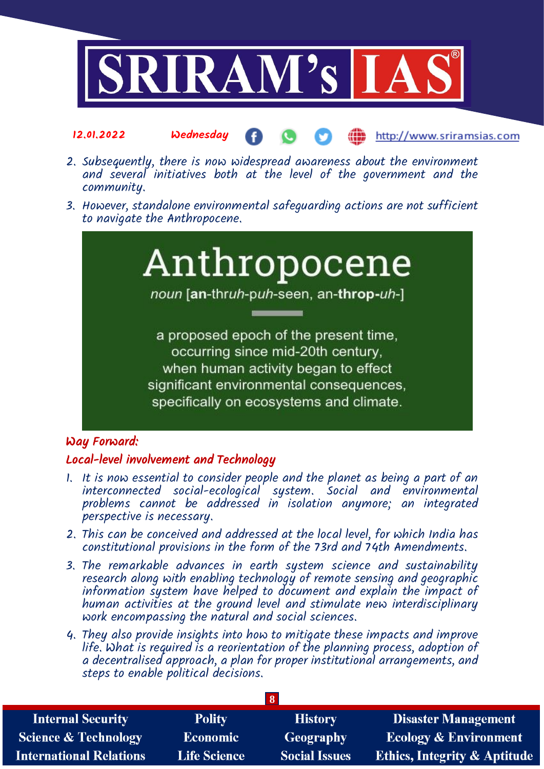2. Subsequently, there is now widespread awareness about the environment and several initiatives both at the level of the government and the community.
3. However, standalone environmental safeguarding actions are not sufficient to navigate the Anthropocene.

Anthropocene

*noun* [**an**-thr*uh*-p*uh*-seen, an-**throp**-*uh*-]

a proposed epoch of the present time, occurring since mid-20th century, when human activity began to effect significant environmental consequences, specifically on ecosystems and climate.

## Way Forward:

### Local-level involvement and Technology

1. It is now essential to consider people and the planet as being a part of an interconnected social-ecological system. Social and environmental problems cannot be addressed in isolation anymore; an integrated perspective is necessary.
2. This can be conceived and addressed at the local level, for which India has constitutional provisions in the form of the 73rd and 74th Amendments.
3. The remarkable advances in earth system science and sustainability research along with enabling technology of remote sensing and geographic information system have helped to document and explain the impact of human activities at the ground level and stimulate new interdisciplinary work encompassing the natural and social sciences.
4. They also provide insights into how to mitigate these impacts and improve life. What is required is a reorientation of the planning process, adoption of a decentralised approach, a plan for proper institutional arrangements, and steps to enable political decisions.